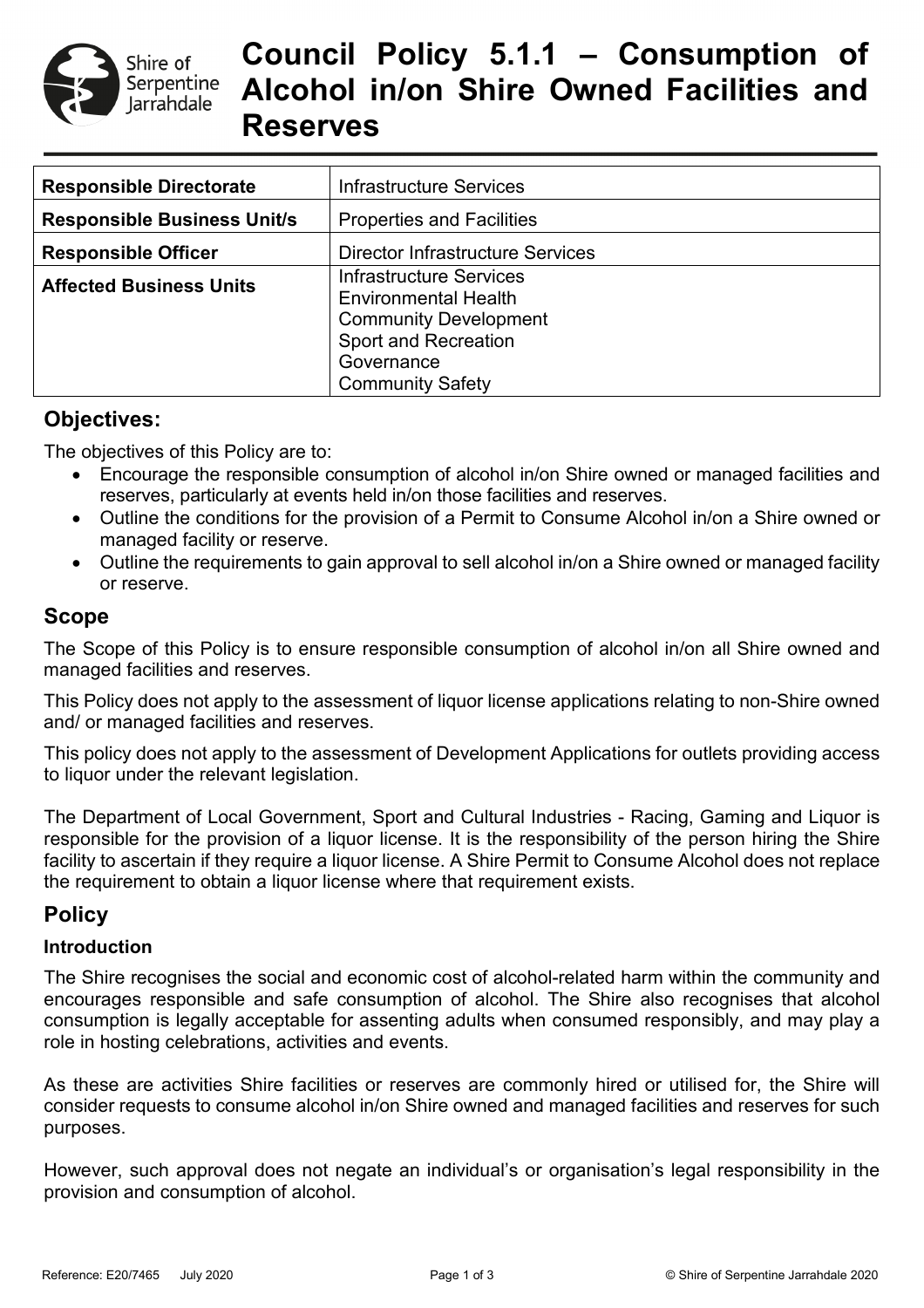# Council Policy 5.1.1 – Consumption of Alcohol in/on Shire Owned Facilities and Reserves

| | |
|---|---|
| **Responsible Directorate** | Infrastructure Services |
| **Responsible Business Unit/s** | Properties and Facilities |
| **Responsible Officer** | Director Infrastructure Services |
| **Affected Business Units** | Infrastructure Services<br>Environmental Health<br>Community Development<br>Sport and Recreation<br>Governance<br>Community Safety |

## Objectives:

The objectives of this Policy are to:

- Encourage the responsible consumption of alcohol in/on Shire owned or managed facilities and reserves, particularly at events held in/on those facilities and reserves.
- Outline the conditions for the provision of a Permit to Consume Alcohol in/on a Shire owned or managed facility or reserve.
- Outline the requirements to gain approval to sell alcohol in/on a Shire owned or managed facility or reserve.

## Scope

The Scope of this Policy is to ensure responsible consumption of alcohol in/on all Shire owned and managed facilities and reserves.

This Policy does not apply to the assessment of liquor license applications relating to non-Shire owned and/ or managed facilities and reserves.

This policy does not apply to the assessment of Development Applications for outlets providing access to liquor under the relevant legislation.

The Department of Local Government, Sport and Cultural Industries - Racing, Gaming and Liquor is responsible for the provision of a liquor license. It is the responsibility of the person hiring the Shire facility to ascertain if they require a liquor license. A Shire Permit to Consume Alcohol does not replace the requirement to obtain a liquor license where that requirement exists.

## Policy

### Introduction

The Shire recognises the social and economic cost of alcohol-related harm within the community and encourages responsible and safe consumption of alcohol. The Shire also recognises that alcohol consumption is legally acceptable for assenting adults when consumed responsibly, and may play a role in hosting celebrations, activities and events.

As these are activities Shire facilities or reserves are commonly hired or utilised for, the Shire will consider requests to consume alcohol in/on Shire owned and managed facilities and reserves for such purposes.

However, such approval does not negate an individual's or organisation's legal responsibility in the provision and consumption of alcohol.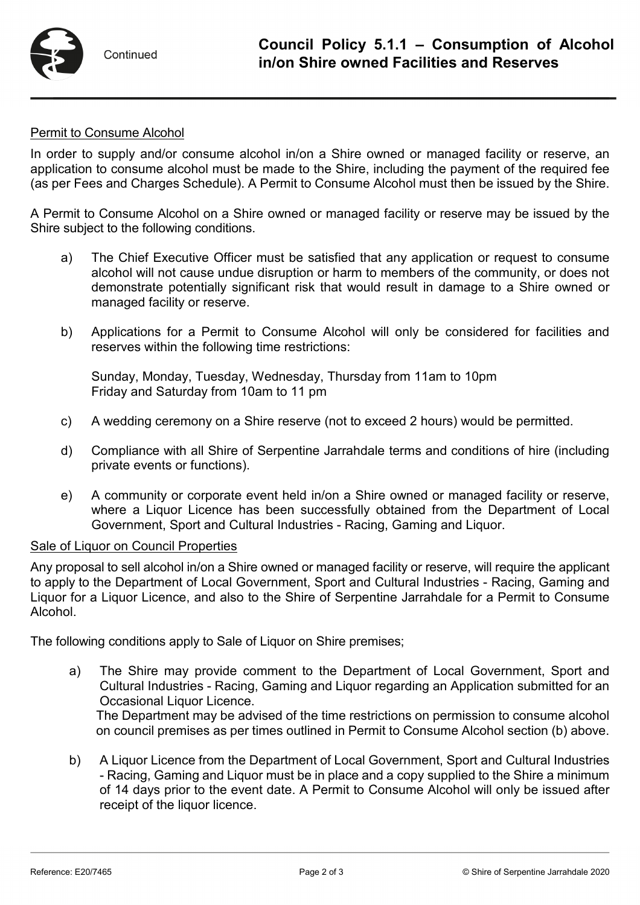Permit to Consume Alcohol

In order to supply and/or consume alcohol in/on a Shire owned or managed facility or reserve, an application to consume alcohol must be made to the Shire, including the payment of the required fee (as per Fees and Charges Schedule). A Permit to Consume Alcohol must then be issued by the Shire.

A Permit to Consume Alcohol on a Shire owned or managed facility or reserve may be issued by the Shire subject to the following conditions.

a) The Chief Executive Officer must be satisfied that any application or request to consume alcohol will not cause undue disruption or harm to members of the community, or does not demonstrate potentially significant risk that would result in damage to a Shire owned or managed facility or reserve.

b) Applications for a Permit to Consume Alcohol will only be considered for facilities and reserves within the following time restrictions:

   Sunday, Monday, Tuesday, Wednesday, Thursday from 11am to 10pm
   Friday and Saturday from 10am to 11 pm

c) A wedding ceremony on a Shire reserve (not to exceed 2 hours) would be permitted.

d) Compliance with all Shire of Serpentine Jarrahdale terms and conditions of hire (including private events or functions).

e) A community or corporate event held in/on a Shire owned or managed facility or reserve, where a Liquor Licence has been successfully obtained from the Department of Local Government, Sport and Cultural Industries - Racing, Gaming and Liquor.

Sale of Liquor on Council Properties

Any proposal to sell alcohol in/on a Shire owned or managed facility or reserve, will require the applicant to apply to the Department of Local Government, Sport and Cultural Industries - Racing, Gaming and Liquor for a Liquor Licence, and also to the Shire of Serpentine Jarrahdale for a Permit to Consume Alcohol.

The following conditions apply to Sale of Liquor on Shire premises;

a) The Shire may provide comment to the Department of Local Government, Sport and Cultural Industries - Racing, Gaming and Liquor regarding an Application submitted for an Occasional Liquor Licence.
   The Department may be advised of the time restrictions on permission to consume alcohol on council premises as per times outlined in Permit to Consume Alcohol section (b) above.

b) A Liquor Licence from the Department of Local Government, Sport and Cultural Industries - Racing, Gaming and Liquor must be in place and a copy supplied to the Shire a minimum of 14 days prior to the event date. A Permit to Consume Alcohol will only be issued after receipt of the liquor licence.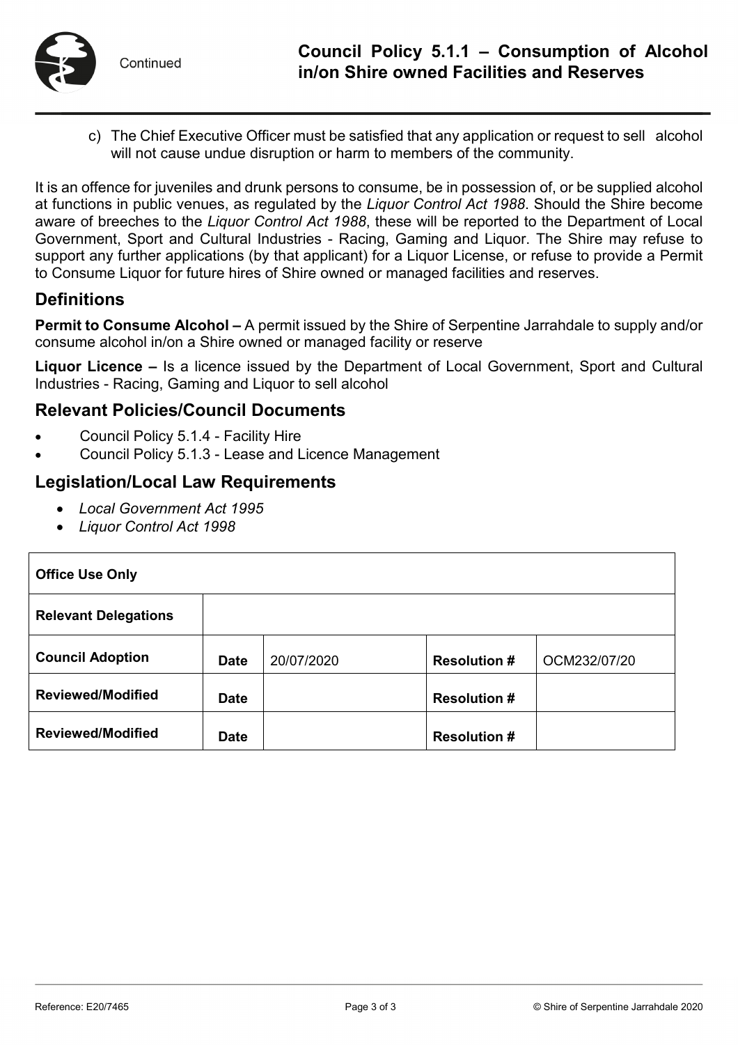c) The Chief Executive Officer must be satisfied that any application or request to sell alcohol will not cause undue disruption or harm to members of the community.

It is an offence for juveniles and drunk persons to consume, be in possession of, or be supplied alcohol at functions in public venues, as regulated by the *Liquor Control Act 1988*. Should the Shire become aware of breeches to the *Liquor Control Act 1988*, these will be reported to the Department of Local Government, Sport and Cultural Industries - Racing, Gaming and Liquor. The Shire may refuse to support any further applications (by that applicant) for a Liquor License, or refuse to provide a Permit to Consume Liquor for future hires of Shire owned or managed facilities and reserves.

## Definitions

**Permit to Consume Alcohol –** A permit issued by the Shire of Serpentine Jarrahdale to supply and/or consume alcohol in/on a Shire owned or managed facility or reserve

**Liquor Licence –** Is a licence issued by the Department of Local Government, Sport and Cultural Industries - Racing, Gaming and Liquor to sell alcohol

## Relevant Policies/Council Documents

- Council Policy 5.1.4 - Facility Hire
- Council Policy 5.1.3 - Lease and Licence Management

## Legislation/Local Law Requirements

- *Local Government Act 1995*
- *Liquor Control Act 1998*

| Office Use Only | | | | |
|---|---|---|---|---|
| **Relevant Delegations** | | | | |
| **Council Adoption** | **Date** | 20/07/2020 | **Resolution #** | OCM232/07/20 |
| **Reviewed/Modified** | **Date** | | **Resolution #** | |
| **Reviewed/Modified** | **Date** | | **Resolution #** | |

Reference: E20/7465

© Shire of Serpentine Jarrahdale 2020